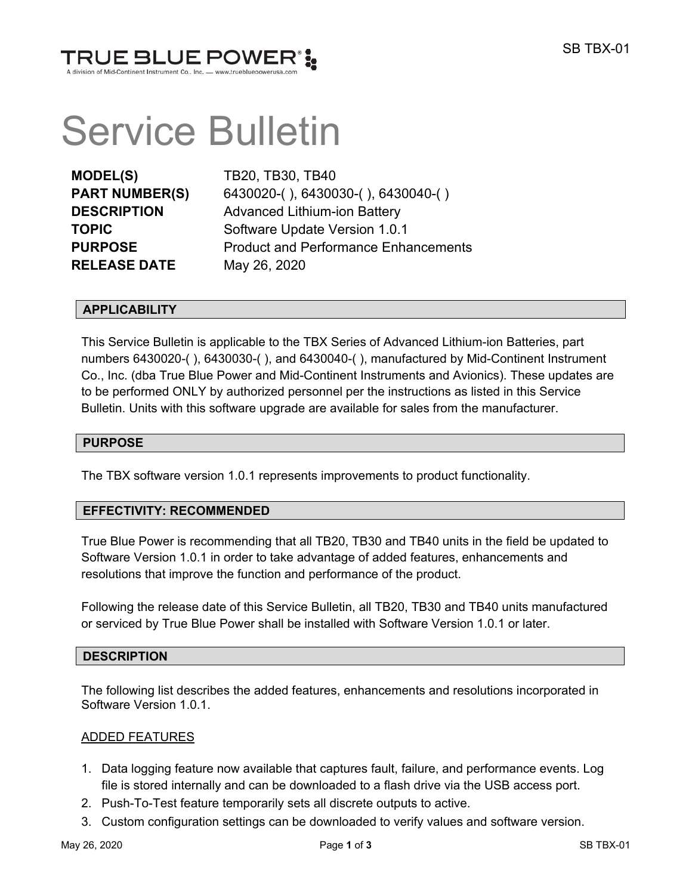TRUE BLUE POWER®
A division of Mid-Continent Instrument Co., Inc. — www.truebluepowerusa.com

# Service Bulletin

| | |
|---|---|
| **MODEL(S)** | TB20, TB30, TB40 |
| **PART NUMBER(S)** | 6430020-( ), 6430030-( ), 6430040-( ) |
| **DESCRIPTION** | Advanced Lithium-ion Battery |
| **TOPIC** | Software Update Version 1.0.1 |
| **PURPOSE** | Product and Performance Enhancements |
| **RELEASE DATE** | May 26, 2020 |

## APPLICABILITY

This Service Bulletin is applicable to the TBX Series of Advanced Lithium-ion Batteries, part numbers 6430020-( ), 6430030-( ), and 6430040-( ), manufactured by Mid-Continent Instrument Co., Inc. (dba True Blue Power and Mid-Continent Instruments and Avionics). These updates are to be performed ONLY by authorized personnel per the instructions as listed in this Service Bulletin. Units with this software upgrade are available for sales from the manufacturer.

## PURPOSE

The TBX software version 1.0.1 represents improvements to product functionality.

## EFFECTIVITY: RECOMMENDED

True Blue Power is recommending that all TB20, TB30 and TB40 units in the field be updated to Software Version 1.0.1 in order to take advantage of added features, enhancements and resolutions that improve the function and performance of the product.

Following the release date of this Service Bulletin, all TB20, TB30 and TB40 units manufactured or serviced by True Blue Power shall be installed with Software Version 1.0.1 or later.

## DESCRIPTION

The following list describes the added features, enhancements and resolutions incorporated in Software Version 1.0.1.

<u>ADDED FEATURES</u>

1. Data logging feature now available that captures fault, failure, and performance events. Log file is stored internally and can be downloaded to a flash drive via the USB access port.
2. Push-To-Test feature temporarily sets all discrete outputs to active.
3. Custom configuration settings can be downloaded to verify values and software version.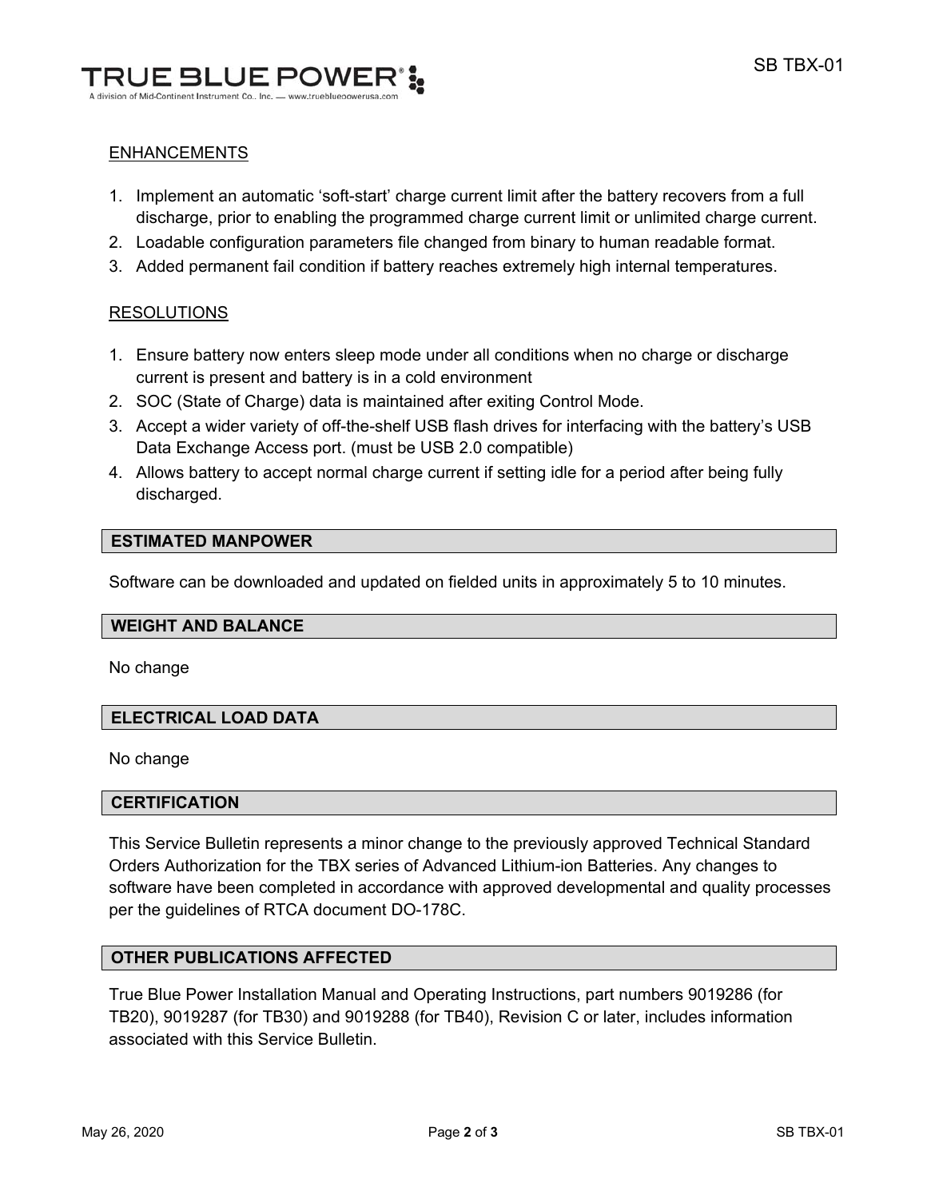ENHANCEMENTS

1. Implement an automatic 'soft-start' charge current limit after the battery recovers from a full discharge, prior to enabling the programmed charge current limit or unlimited charge current.
2. Loadable configuration parameters file changed from binary to human readable format.
3. Added permanent fail condition if battery reaches extremely high internal temperatures.

RESOLUTIONS

1. Ensure battery now enters sleep mode under all conditions when no charge or discharge current is present and battery is in a cold environment
2. SOC (State of Charge) data is maintained after exiting Control Mode.
3. Accept a wider variety of off-the-shelf USB flash drives for interfacing with the battery's USB Data Exchange Access port. (must be USB 2.0 compatible)
4. Allows battery to accept normal charge current if setting idle for a period after being fully discharged.

## ESTIMATED MANPOWER

Software can be downloaded and updated on fielded units in approximately 5 to 10 minutes.

## WEIGHT AND BALANCE

No change

## ELECTRICAL LOAD DATA

No change

## CERTIFICATION

This Service Bulletin represents a minor change to the previously approved Technical Standard Orders Authorization for the TBX series of Advanced Lithium-ion Batteries. Any changes to software have been completed in accordance with approved developmental and quality processes per the guidelines of RTCA document DO-178C.

## OTHER PUBLICATIONS AFFECTED

True Blue Power Installation Manual and Operating Instructions, part numbers 9019286 (for TB20), 9019287 (for TB30) and 9019288 (for TB40), Revision C or later, includes information associated with this Service Bulletin.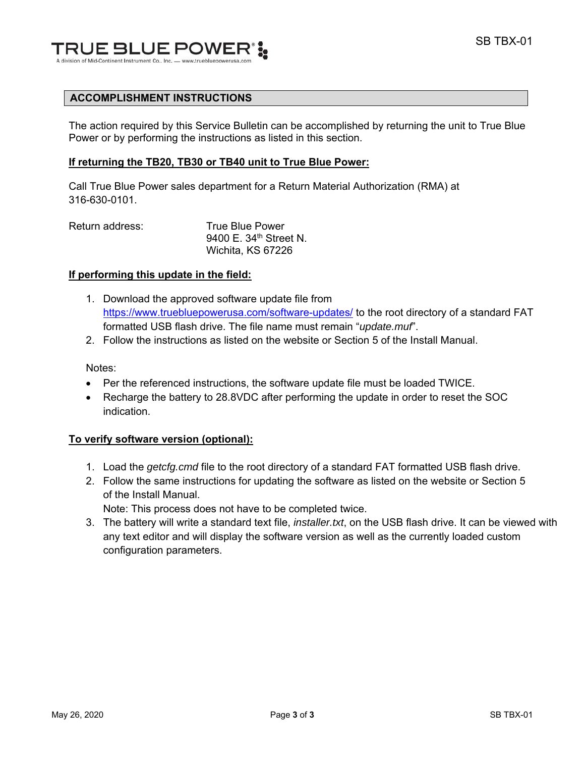## ACCOMPLISHMENT INSTRUCTIONS

The action required by this Service Bulletin can be accomplished by returning the unit to True Blue Power or by performing the instructions as listed in this section.

**If returning the TB20, TB30 or TB40 unit to True Blue Power:**

Call True Blue Power sales department for a Return Material Authorization (RMA) at 316-630-0101.

Return address:

True Blue Power
9400 E. 34th Street N.
Wichita, KS 67226

**If performing this update in the field:**

1. Download the approved software update file from https://www.truebluepowerusa.com/software-updates/ to the root directory of a standard FAT formatted USB flash drive. The file name must remain "*update.muf*".
2. Follow the instructions as listed on the website or Section 5 of the Install Manual.

Notes:

- Per the referenced instructions, the software update file must be loaded TWICE.
- Recharge the battery to 28.8VDC after performing the update in order to reset the SOC indication.

**To verify software version (optional):**

1. Load the *getcfg.cmd* file to the root directory of a standard FAT formatted USB flash drive.
2. Follow the same instructions for updating the software as listed on the website or Section 5 of the Install Manual.
   Note: This process does not have to be completed twice.
3. The battery will write a standard text file, *installer.txt*, on the USB flash drive. It can be viewed with any text editor and will display the software version as well as the currently loaded custom configuration parameters.